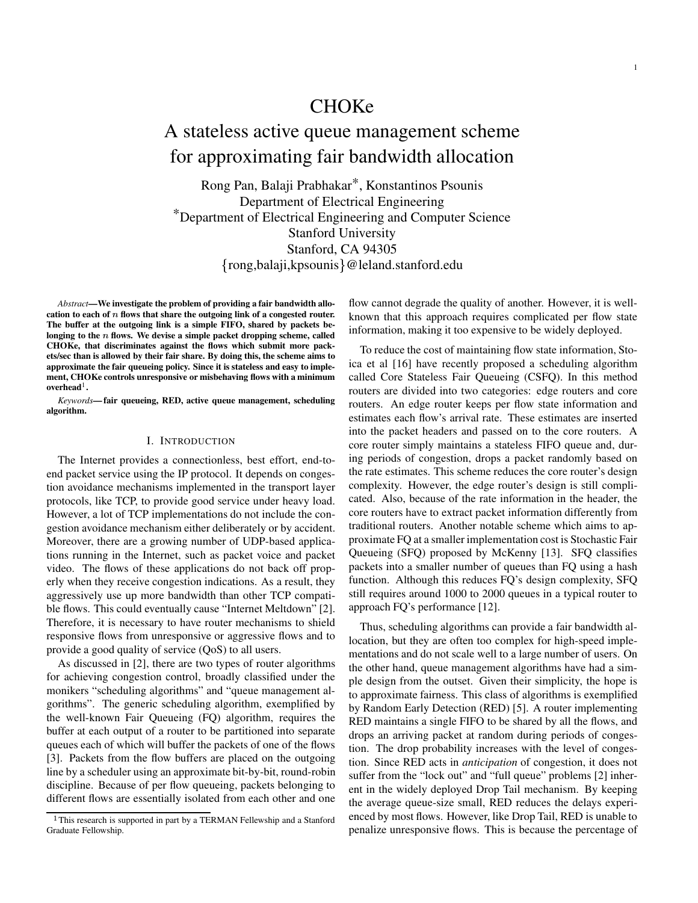# CHOKe

# A stateless active queue management scheme for approximating fair bandwidth allocation

Rong Pan, Balaji Prabhakar*, Konstantinos Psounis
Department of Electrical Engineering
*Department of Electrical Engineering and Computer Science
Stanford University
Stanford, CA 94305
{rong,balaji,kpsounis}@leland.stanford.edu

*Abstract*—**We investigate the problem of providing a fair bandwidth allocation to each of $n$ flows that share the outgoing link of a congested router. The buffer at the outgoing link is a simple FIFO, shared by packets belonging to the $n$ flows. We devise a simple packet dropping scheme, called CHOKe, that discriminates against the flows which submit more packets/sec than is allowed by their fair share. By doing this, the scheme aims to approximate the fair queueing policy. Since it is stateless and easy to implement, CHOKe controls unresponsive or misbehaving flows with a minimum overhead[1].**

*Keywords*—**fair queueing, RED, active queue management, scheduling algorithm.**

## I. Introduction

The Internet provides a connectionless, best effort, end-to-end packet service using the IP protocol. It depends on congestion avoidance mechanisms implemented in the transport layer protocols, like TCP, to provide good service under heavy load. However, a lot of TCP implementations do not include the congestion avoidance mechanism either deliberately or by accident. Moreover, there are a growing number of UDP-based applications running in the Internet, such as packet voice and packet video. The flows of these applications do not back off properly when they receive congestion indications. As a result, they aggressively use up more bandwidth than other TCP compatible flows. This could eventually cause "Internet Meltdown" [2]. Therefore, it is necessary to have router mechanisms to shield responsive flows from unresponsive or aggressive flows and to provide a good quality of service (QoS) to all users.

As discussed in [2], there are two types of router algorithms for achieving congestion control, broadly classified under the monikers "scheduling algorithms" and "queue management algorithms". The generic scheduling algorithm, exemplified by the well-known Fair Queueing (FQ) algorithm, requires the buffer at each output of a router to be partitioned into separate queues each of which will buffer the packets of one of the flows [3]. Packets from the flow buffers are placed on the outgoing line by a scheduler using an approximate bit-by-bit, round-robin discipline. Because of per flow queueing, packets belonging to different flows are essentially isolated from each other and one flow cannot degrade the quality of another. However, it is well-known that this approach requires complicated per flow state information, making it too expensive to be widely deployed.

To reduce the cost of maintaining flow state information, Stoica et al [16] have recently proposed a scheduling algorithm called Core Stateless Fair Queueing (CSFQ). In this method routers are divided into two categories: edge routers and core routers. An edge router keeps per flow state information and estimates each flow's arrival rate. These estimates are inserted into the packet headers and passed on to the core routers. A core router simply maintains a stateless FIFO queue and, during periods of congestion, drops a packet randomly based on the rate estimates. This scheme reduces the core router's design complexity. However, the edge router's design is still complicated. Also, because of the rate information in the header, the core routers have to extract packet information differently from traditional routers. Another notable scheme which aims to approximate FQ at a smaller implementation cost is Stochastic Fair Queueing (SFQ) proposed by McKenny [13]. SFQ classifies packets into a smaller number of queues than FQ using a hash function. Although this reduces FQ's design complexity, SFQ still requires around 1000 to 2000 queues in a typical router to approach FQ's performance [12].

Thus, scheduling algorithms can provide a fair bandwidth allocation, but they are often too complex for high-speed implementations and do not scale well to a large number of users. On the other hand, queue management algorithms have had a simple design from the outset. Given their simplicity, the hope is to approximate fairness. This class of algorithms is exemplified by Random Early Detection (RED) [5]. A router implementing RED maintains a single FIFO to be shared by all the flows, and drops an arriving packet at random during periods of congestion. The drop probability increases with the level of congestion. Since RED acts in *anticipation* of congestion, it does not suffer from the "lock out" and "full queue" problems [2] inherent in the widely deployed Drop Tail mechanism. By keeping the average queue-size small, RED reduces the delays experienced by most flows. However, like Drop Tail, RED is unable to penalize unresponsive flows. This is because the percentage of

[1] This research is supported in part by a TERMAN Fellowship and a Stanford Graduate Fellowship.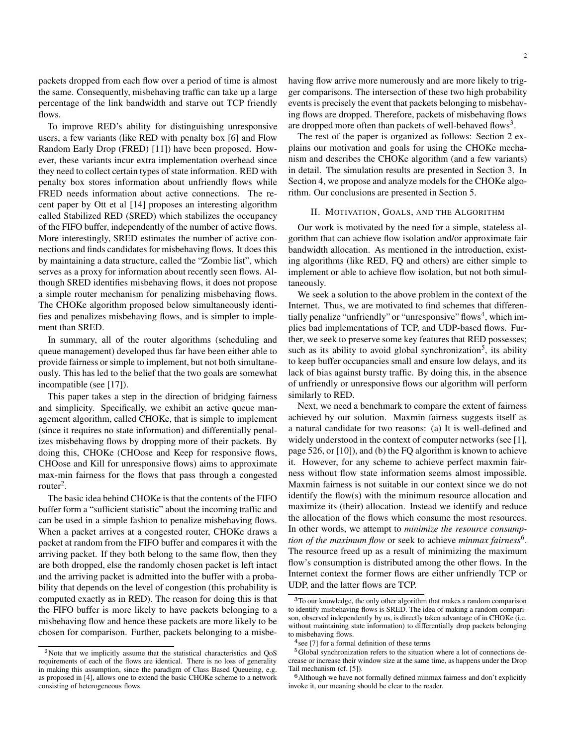packets dropped from each flow over a period of time is almost the same. Consequently, misbehaving traffic can take up a large percentage of the link bandwidth and starve out TCP friendly flows.

To improve RED's ability for distinguishing unresponsive users, a few variants (like RED with penalty box [6] and Flow Random Early Drop (FRED) [11]) have been proposed. However, these variants incur extra implementation overhead since they need to collect certain types of state information. RED with penalty box stores information about unfriendly flows while FRED needs information about active connections. The recent paper by Ott et al [14] proposes an interesting algorithm called Stabilized RED (SRED) which stabilizes the occupancy of the FIFO buffer, independently of the number of active flows. More interestingly, SRED estimates the number of active connections and finds candidates for misbehaving flows. It does this by maintaining a data structure, called the "Zombie list", which serves as a proxy for information about recently seen flows. Although SRED identifies misbehaving flows, it does not propose a simple router mechanism for penalizing misbehaving flows. The CHOKe algorithm proposed below simultaneously identifies and penalizes misbehaving flows, and is simpler to implement than SRED.

In summary, all of the router algorithms (scheduling and queue management) developed thus far have been either able to provide fairness or simple to implement, but not both simultaneously. This has led to the belief that the two goals are somewhat incompatible (see [17]).

This paper takes a step in the direction of bridging fairness and simplicity. Specifically, we exhibit an active queue management algorithm, called CHOKe, that is simple to implement (since it requires no state information) and differentially penalizes misbehaving flows by dropping more of their packets. By doing this, CHOKe (CHOose and Keep for responsive flows, CHOose and Kill for unresponsive flows) aims to approximate max-min fairness for the flows that pass through a congested router[2].

The basic idea behind CHOKe is that the contents of the FIFO buffer form a "sufficient statistic" about the incoming traffic and can be used in a simple fashion to penalize misbehaving flows. When a packet arrives at a congested router, CHOKe draws a packet at random from the FIFO buffer and compares it with the arriving packet. If they both belong to the same flow, then they are both dropped, else the randomly chosen packet is left intact and the arriving packet is admitted into the buffer with a probability that depends on the level of congestion (this probability is computed exactly as in RED). The reason for doing this is that the FIFO buffer is more likely to have packets belonging to a misbehaving flow and hence these packets are more likely to be chosen for comparison. Further, packets belonging to a misbehaving flow arrive more numerously and are more likely to trigger comparisons. The intersection of these two high probability events is precisely the event that packets belonging to misbehaving flows are dropped. Therefore, packets of misbehaving flows are dropped more often than packets of well-behaved flows[3].

The rest of the paper is organized as follows: Section 2 explains our motivation and goals for using the CHOKe mechanism and describes the CHOKe algorithm (and a few variants) in detail. The simulation results are presented in Section 3. In Section 4, we propose and analyze models for the CHOKe algorithm. Our conclusions are presented in Section 5.

## II. Motivation, Goals, and the Algorithm

Our work is motivated by the need for a simple, stateless algorithm that can achieve flow isolation and/or approximate fair bandwidth allocation. As mentioned in the introduction, existing algorithms (like RED, FQ and others) are either simple to implement or able to achieve flow isolation, but not both simultaneously.

We seek a solution to the above problem in the context of the Internet. Thus, we are motivated to find schemes that differentially penalize "unfriendly" or "unresponsive" flows[4], which implies bad implementations of TCP, and UDP-based flows. Further, we seek to preserve some key features that RED possesses; such as its ability to avoid global synchronization[5], its ability to keep buffer occupancies small and ensure low delays, and its lack of bias against bursty traffic. By doing this, in the absence of unfriendly or unresponsive flows our algorithm will perform similarly to RED.

Next, we need a benchmark to compare the extent of fairness achieved by our solution. Maxmin fairness suggests itself as a natural candidate for two reasons: (a) It is well-defined and widely understood in the context of computer networks (see [1], page 526, or [10]), and (b) the FQ algorithm is known to achieve it. However, for any scheme to achieve perfect maxmin fairness without flow state information seems almost impossible. Maxmin fairness is not suitable in our context since we do not identify the flow(s) with the minimum resource allocation and maximize its (their) allocation. Instead we identify and reduce the allocation of the flows which consume the most resources. In other words, we attempt to *minimize the resource consumption of the maximum flow* or seek to achieve *minmax fairness*[6]. The resource freed up as a result of minimizing the maximum flow's consumption is distributed among the other flows. In the Internet context the former flows are either unfriendly TCP or UDP, and the latter flows are TCP.

---

[2] Note that we implicitly assume that the statistical characteristics and QoS requirements of each of the flows are identical. There is no loss of generality in making this assumption, since the paradigm of Class Based Queueing, e.g. as proposed in [4], allows one to extend the basic CHOKe scheme to a network consisting of heterogeneous flows.

[3] To our knowledge, the only other algorithm that makes a random comparison to identify misbehaving flows is SRED. The idea of making a random comparison, observed independently by us, is directly taken advantage of in CHOKe (i.e. without maintaining state information) to differentially drop packets belonging to misbehaving flows.

[4] see [7] for a formal definition of these terms

[5] Global synchronization refers to the situation where a lot of connections decrease or increase their window size at the same time, as happens under the Drop Tail mechanism (cf. [5]).

[6] Although we have not formally defined minmax fairness and don't explicitly invoke it, our meaning should be clear to the reader.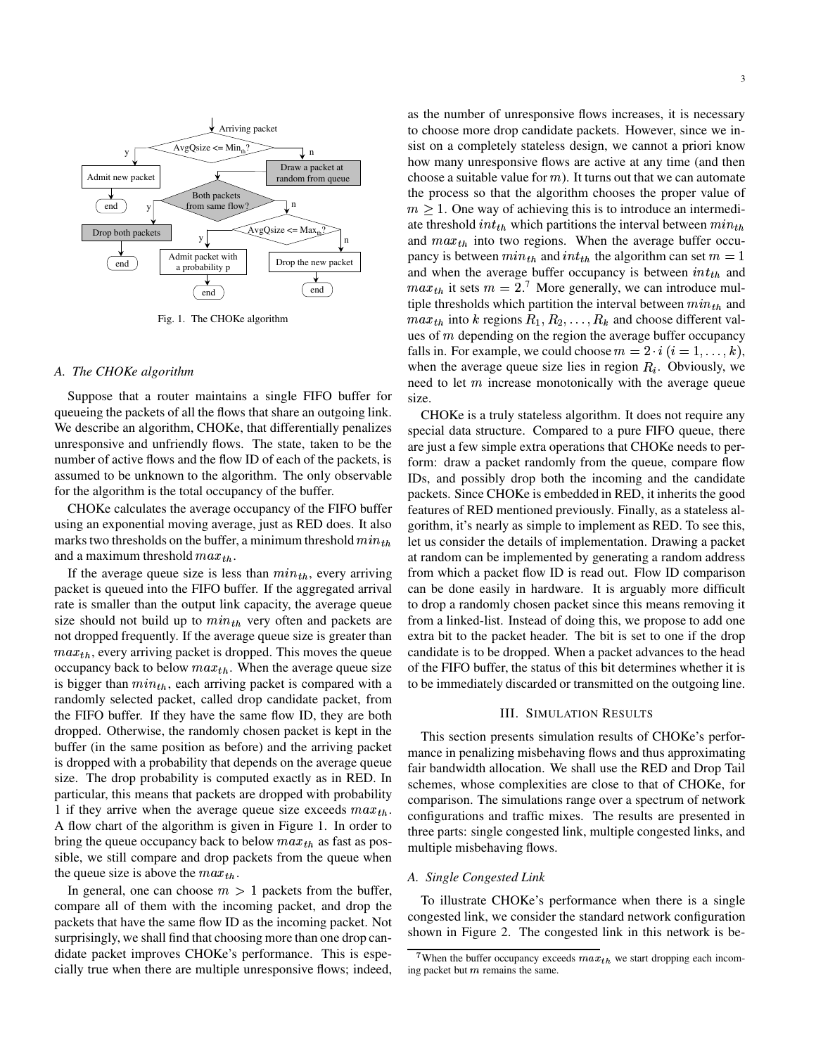Fig. 1. The CHOKe algorithm

### A. The CHOKe algorithm

Suppose that a router maintains a single FIFO buffer for queueing the packets of all the flows that share an outgoing link. We describe an algorithm, CHOKe, that differentially penalizes unresponsive and unfriendly flows. The state, taken to be the number of active flows and the flow ID of each of the packets, is assumed to be unknown to the algorithm. The only observable for the algorithm is the total occupancy of the buffer.

CHOKe calculates the average occupancy of the FIFO buffer using an exponential moving average, just as RED does. It also marks two thresholds on the buffer, a minimum threshold $min_{th}$ and a maximum threshold $max_{th}$.

If the average queue size is less than $min_{th}$, every arriving packet is queued into the FIFO buffer. If the aggregated arrival rate is smaller than the output link capacity, the average queue size should not build up to $min_{th}$ very often and packets are not dropped frequently. If the average queue size is greater than $max_{th}$, every arriving packet is dropped. This moves the queue occupancy back to below $max_{th}$. When the average queue size is bigger than $min_{th}$, each arriving packet is compared with a randomly selected packet, called drop candidate packet, from the FIFO buffer. If they have the same flow ID, they are both dropped. Otherwise, the randomly chosen packet is kept in the buffer (in the same position as before) and the arriving packet is dropped with a probability that depends on the average queue size. The drop probability is computed exactly as in RED. In particular, this means that packets are dropped with probability 1 if they arrive when the average queue size exceeds $max_{th}$. A flow chart of the algorithm is given in Figure 1. In order to bring the queue occupancy back to below $max_{th}$ as fast as possible, we still compare and drop packets from the queue when the queue size is above the $max_{th}$.

In general, one can choose $m > 1$ packets from the buffer, compare all of them with the incoming packet, and drop the packets that have the same flow ID as the incoming packet. Not surprisingly, we shall find that choosing more than one drop candidate packet improves CHOKe's performance. This is especially true when there are multiple unresponsive flows; indeed, as the number of unresponsive flows increases, it is necessary to choose more drop candidate packets. However, since we insist on a completely stateless design, we cannot a priori know how many unresponsive flows are active at any time (and then choose a suitable value for $m$). It turns out that we can automate the process so that the algorithm chooses the proper value of $m \geq 1$. One way of achieving this is to introduce an intermediate threshold $int_{th}$ which partitions the interval between $min_{th}$ and $max_{th}$ into two regions. When the average buffer occupancy is between $min_{th}$ and $int_{th}$ the algorithm can set $m = 1$ and when the average buffer occupancy is between $int_{th}$ and $max_{th}$ it sets $m = 2$.[7] More generally, we can introduce multiple thresholds which partition the interval between $min_{th}$ and $max_{th}$ into $k$ regions $R_1, R_2, \ldots, R_k$ and choose different values of $m$ depending on the region the average buffer occupancy falls in. For example, we could choose $m = 2 \cdot i$ $(i = 1, \ldots, k)$, when the average queue size lies in region $R_i$. Obviously, we need to let $m$ increase monotonically with the average queue size.

CHOKe is a truly stateless algorithm. It does not require any special data structure. Compared to a pure FIFO queue, there are just a few simple extra operations that CHOKe needs to perform: draw a packet randomly from the queue, compare flow IDs, and possibly drop both the incoming and the candidate packets. Since CHOKe is embedded in RED, it inherits the good features of RED mentioned previously. Finally, as a stateless algorithm, it's nearly as simple to implement as RED. To see this, let us consider the details of implementation. Drawing a packet at random can be implemented by generating a random address from which a packet flow ID is read out. Flow ID comparison can be done easily in hardware. It is arguably more difficult to drop a randomly chosen packet since this means removing it from a linked-list. Instead of doing this, we propose to add one extra bit to the packet header. The bit is set to one if the drop candidate is to be dropped. When a packet advances to the head of the FIFO buffer, the status of this bit determines whether it is to be immediately discarded or transmitted on the outgoing line.

## III. Simulation Results

This section presents simulation results of CHOKe's performance in penalizing misbehaving flows and thus approximating fair bandwidth allocation. We shall use the RED and Drop Tail schemes, whose complexities are close to that of CHOKe, for comparison. The simulations range over a spectrum of network configurations and traffic mixes. The results are presented in three parts: single congested link, multiple congested links, and multiple misbehaving flows.

### A. Single Congested Link

To illustrate CHOKe's performance when there is a single congested link, we consider the standard network configuration shown in Figure 2. The congested link in this network is be-

[7] When the buffer occupancy exceeds $max_{th}$ we start dropping each incoming packet but $m$ remains the same.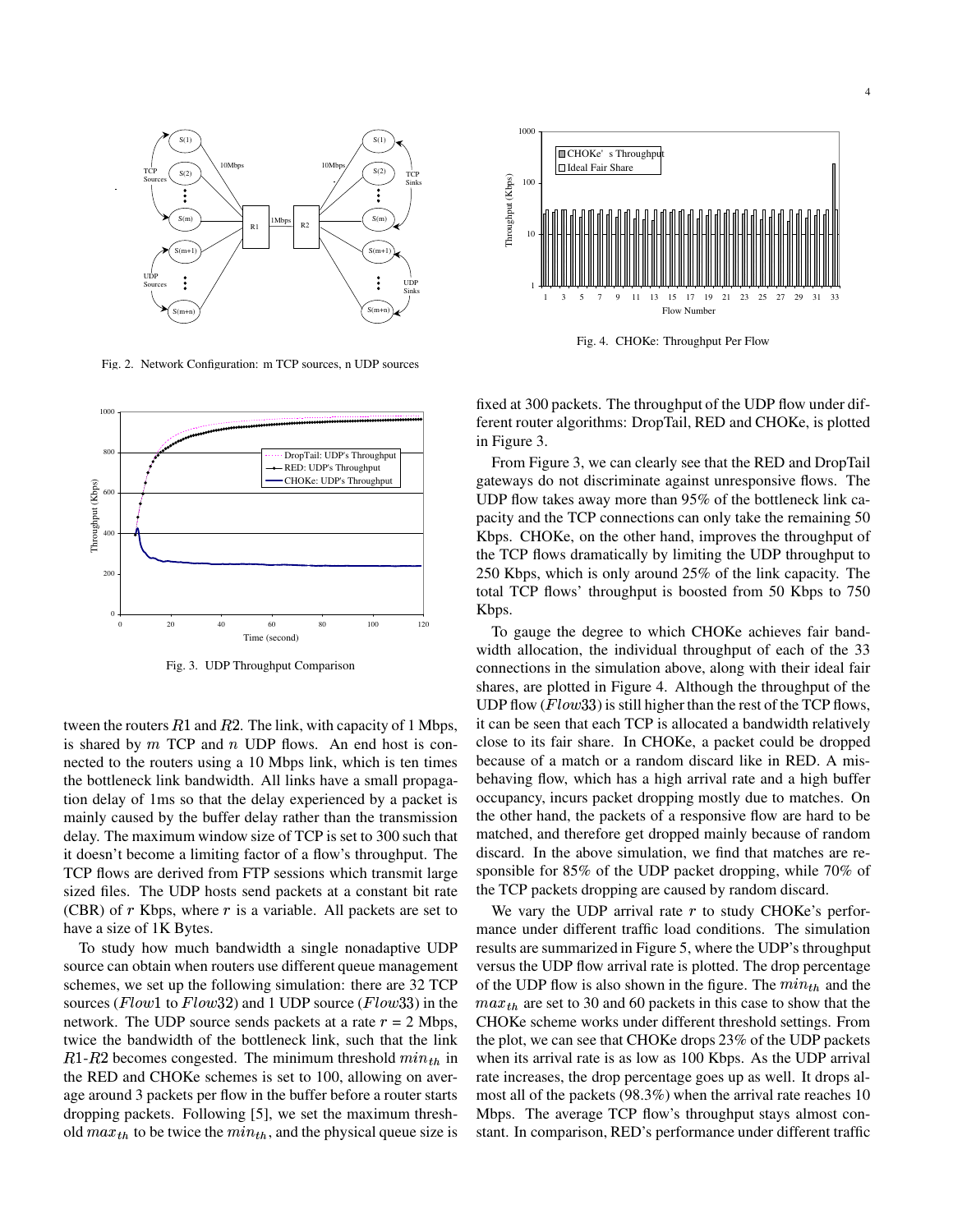Fig. 2. Network Configuration: m TCP sources, n UDP sources

Fig. 3. UDP Throughput Comparison

Fig. 4. CHOKe: Throughput Per Flow

tween the routers $R1$ and $R2$. The link, with capacity of 1 Mbps, is shared by $m$ TCP and $n$ UDP flows. An end host is connected to the routers using a 10 Mbps link, which is ten times the bottleneck link bandwidth. All links have a small propagation delay of 1ms so that the delay experienced by a packet is mainly caused by the buffer delay rather than the transmission delay. The maximum window size of TCP is set to 300 such that it doesn't become a limiting factor of a flow's throughput. The TCP flows are derived from FTP sessions which transmit large sized files. The UDP hosts send packets at a constant bit rate (CBR) of $r$ Kbps, where $r$ is a variable. All packets are set to have a size of 1K Bytes.

To study how much bandwidth a single nonadaptive UDP source can obtain when routers use different queue management schemes, we set up the following simulation: there are 32 TCP sources ($Flow1$ to $Flow32$) and 1 UDP source ($Flow33$) in the network. The UDP source sends packets at a rate $r$ = 2 Mbps, twice the bandwidth of the bottleneck link, such that the link $R1$-$R2$ becomes congested. The minimum threshold $min_{th}$ in the RED and CHOKe schemes is set to 100, allowing on average around 3 packets per flow in the buffer before a router starts dropping packets. Following [5], we set the maximum threshold $max_{th}$ to be twice the $min_{th}$, and the physical queue size is fixed at 300 packets. The throughput of the UDP flow under different router algorithms: DropTail, RED and CHOKe, is plotted in Figure 3.

From Figure 3, we can clearly see that the RED and DropTail gateways do not discriminate against unresponsive flows. The UDP flow takes away more than 95% of the bottleneck link capacity and the TCP connections can only take the remaining 50 Kbps. CHOKe, on the other hand, improves the throughput of the TCP flows dramatically by limiting the UDP throughput to 250 Kbps, which is only around 25% of the link capacity. The total TCP flows' throughput is boosted from 50 Kbps to 750 Kbps.

To gauge the degree to which CHOKe achieves fair bandwidth allocation, the individual throughput of each of the 33 connections in the simulation above, along with their ideal fair shares, are plotted in Figure 4. Although the throughput of the UDP flow ($Flow33$) is still higher than the rest of the TCP flows, it can be seen that each TCP is allocated a bandwidth relatively close to its fair share. In CHOKe, a packet could be dropped because of a match or a random discard like in RED. A misbehaving flow, which has a high arrival rate and a high buffer occupancy, incurs packet dropping mostly due to matches. On the other hand, the packets of a responsive flow are hard to be matched, and therefore get dropped mainly because of random discard. In the above simulation, we find that matches are responsible for 85% of the UDP packet dropping, while 70% of the TCP packets dropping are caused by random discard.

We vary the UDP arrival rate $r$ to study CHOKe's performance under different traffic load conditions. The simulation results are summarized in Figure 5, where the UDP's throughput versus the UDP flow arrival rate is plotted. The drop percentage of the UDP flow is also shown in the figure. The $min_{th}$ and the $max_{th}$ are set to 30 and 60 packets in this case to show that the CHOKe scheme works under different threshold settings. From the plot, we can see that CHOKe drops 23% of the UDP packets when its arrival rate is as low as 100 Kbps. As the UDP arrival rate increases, the drop percentage goes up as well. It drops almost all of the packets (98.3%) when the arrival rate reaches 10 Mbps. The average TCP flow's throughput stays almost constant. In comparison, RED's performance under different traffic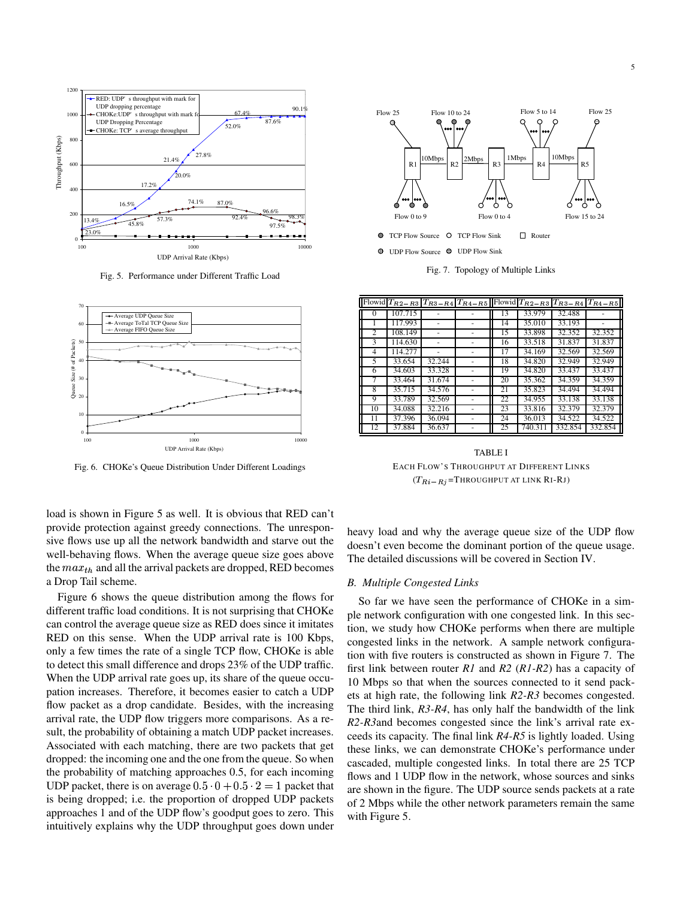Fig. 5. Performance under Different Traffic Load

Fig. 6. CHOKe's Queue Distribution Under Different Loadings

load is shown in Figure 5 as well. It is obvious that RED can't provide protection against greedy connections. The unresponsive flows use up all the network bandwidth and starve out the well-behaving flows. When the average queue size goes above the $max_{th}$ and all the arrival packets are dropped, RED becomes a Drop Tail scheme.

Figure 6 shows the queue distribution among the flows for different traffic load conditions. It is not surprising that CHOKe can control the average queue size as RED does since it imitates RED on this sense. When the UDP arrival rate is 100 Kbps, only a few times the rate of a single TCP flow, CHOKe is able to detect this small difference and drops 23% of the UDP traffic. When the UDP arrival rate goes up, its share of the queue occupation increases. Therefore, it becomes easier to catch a UDP flow packet as a drop candidate. Besides, with the increasing arrival rate, the UDP flow triggers more comparisons. As a result, the probability of obtaining a match UDP packet increases. Associated with each matching, there are two packets that get dropped: the incoming one and the one from the queue. So when the probability of matching approaches 0.5, for each incoming UDP packet, there is on average $0.5 \cdot 0 + 0.5 \cdot 2 = 1$ packet that is being dropped; i.e. the proportion of dropped UDP packets approaches 1 and of the UDP flow's goodput goes to zero. This intuitively explains why the UDP throughput goes down under heavy load and why the average queue size of the UDP flow doesn't even become the dominant portion of the queue usage. The detailed discussions will be covered in Section IV.

Fig. 7. Topology of Multiple Links

| Flowid | $T_{R2-R3}$ | $T_{R3-R4}$ | $T_{R4-R5}$ | Flowid | $T_{R2-R3}$ | $T_{R3-R4}$ | $T_{R4-R5}$ |
|---|---|---|---|---|---|---|---|
| 0 | 107.715 | - | - | 13 | 33.979 | 32.488 | - |
| 1 | 117.993 | - | - | 14 | 35.010 | 33.193 | - |
| 2 | 108.149 | - | - | 15 | 33.898 | 32.352 | 32.352 |
| 3 | 114.630 | - | - | 16 | 33.518 | 31.837 | 31.837 |
| 4 | 114.277 | - | - | 17 | 34.169 | 32.569 | 32.569 |
| 5 | 33.654 | 32.244 | - | 18 | 34.820 | 32.949 | 32.949 |
| 6 | 34.603 | 33.328 | - | 19 | 34.820 | 33.437 | 33.437 |
| 7 | 33.464 | 31.674 | - | 20 | 35.362 | 34.359 | 34.359 |
| 8 | 35.715 | 34.576 | - | 21 | 35.823 | 34.494 | 34.494 |
| 9 | 33.789 | 32.569 | - | 22 | 34.955 | 33.138 | 33.138 |
| 10 | 34.088 | 32.216 | - | 23 | 33.816 | 32.379 | 32.379 |
| 11 | 37.396 | 36.094 | - | 24 | 36.013 | 34.522 | 34.522 |
| 12 | 37.884 | 36.637 | - | 25 | 740.311 | 332.854 | 332.854 |

TABLE I
EACH FLOW'S THROUGHPUT AT DIFFERENT LINKS
($T_{Ri-Rj}$=THROUGHPUT AT LINK RI-RJ)

### B. Multiple Congested Links

So far we have seen the performance of CHOKe in a simple network configuration with one congested link. In this section, we study how CHOKe performs when there are multiple congested links in the network. A sample network configuration with five routers is constructed as shown in Figure 7. The first link between router *R1* and *R2* (*R1-R2*) has a capacity of 10 Mbps so that when the sources connected to it send packets at high rate, the following link *R2-R3* becomes congested. The third link, *R3-R4*, has only half the bandwidth of the link *R2-R3*and becomes congested since the link's arrival rate exceeds its capacity. The final link *R4-R5* is lightly loaded. Using these links, we can demonstrate CHOKe's performance under cascaded, multiple congested links. In total there are 25 TCP flows and 1 UDP flow in the network, whose sources and sinks are shown in the figure. The UDP source sends packets at a rate of 2 Mbps while the other network parameters remain the same with Figure 5.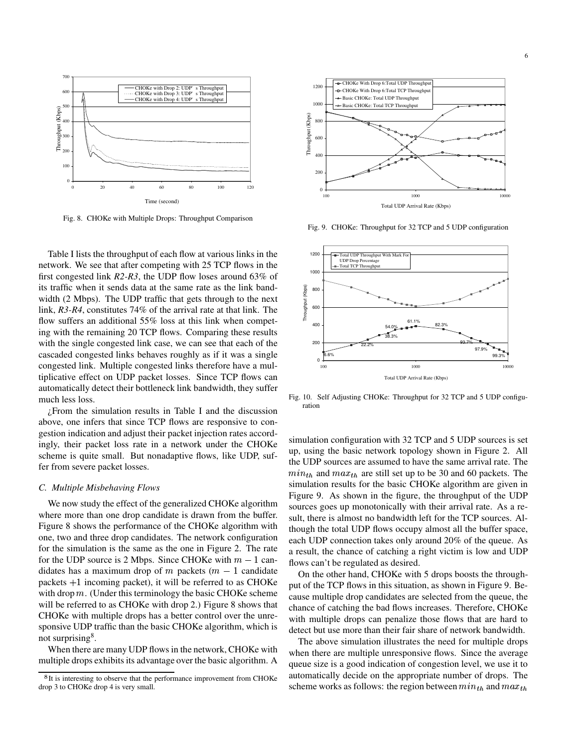Table I lists the throughput of each flow at various links in the network. We see that after competing with 25 TCP flows in the first congested link *R2-R3*, the UDP flow loses around 63% of its traffic when it sends data at the same rate as the link bandwidth (2 Mbps). The UDP traffic that gets through to the next link, *R3-R4*, constitutes 74% of the arrival rate at that link. The flow suffers an additional 55% loss at this link when competing with the remaining 20 TCP flows. Comparing these results with the single congested link case, we can see that each of the cascaded congested links behaves roughly as if it was a single congested link. Multiple congested links therefore have a multiplicative effect on UDP packet losses. Since TCP flows can automatically detect their bottleneck link bandwidth, they suffer much less loss.

¿From the simulation results in Table I and the discussion above, one infers that since TCP flows are responsive to congestion indication and adjust their packet injection rates accordingly, their packet loss rate in a network under the CHOKe scheme is quite small. But nonadaptive flows, like UDP, suffer from severe packet losses.

### C. Multiple Misbehaving Flows

We now study the effect of the generalized CHOKe algorithm where more than one drop candidate is drawn from the buffer. Figure 8 shows the performance of the CHOKe algorithm with one, two and three drop candidates. The network configuration for the simulation is the same as the one in Figure 2. The rate for the UDP source is 2 Mbps. Since CHOKe with $m-1$ candidates has a maximum drop of $m$ packets ($m-1$ candidate packets $+1$ incoming packet), it will be referred to as CHOKe with drop $m$. (Under this terminology the basic CHOKe scheme will be referred to as CHOKe with drop 2.) Figure 8 shows that CHOKe with multiple drops has a better control over the unresponsive UDP traffic than the basic CHOKe algorithm, which is not surprising[8].

When there are many UDP flows in the network, CHOKe with multiple drops exhibits its advantage over the basic algorithm. A simulation configuration with 32 TCP and 5 UDP sources is set up, using the basic network topology shown in Figure 2. All the UDP sources are assumed to have the same arrival rate. The $min_{th}$ and $max_{th}$ are still set up to be 30 and 60 packets. The simulation results for the basic CHOKe algorithm are given in Figure 9. As shown in the figure, the throughput of the UDP sources goes up monotonically with their arrival rate. As a result, there is almost no bandwidth left for the TCP sources. Although the total UDP flows occupy almost all the buffer space, each UDP connection takes only around 20% of the queue. As a result, the chance of catching a right victim is low and UDP flows can't be regulated as desired.

On the other hand, CHOKe with 5 drops boosts the throughput of the TCP flows in this situation, as shown in Figure 9. Because multiple drop candidates are selected from the queue, the chance of catching the bad flows increases. Therefore, CHOKe with multiple drops can penalize those flows that are hard to detect but use more than their fair share of network bandwidth.

The above simulation illustrates the need for multiple drops when there are multiple unresponsive flows. Since the average queue size is a good indication of congestion level, we use it to automatically decide on the appropriate number of drops. The scheme works as follows: the region between $min_{th}$ and $max_{th}$

Fig. 8. CHOKe with Multiple Drops: Throughput Comparison

Fig. 9. CHOKe: Throughput for 32 TCP and 5 UDP configuration

Fig. 10. Self Adjusting CHOKe: Throughput for 32 TCP and 5 UDP configuration

[8] It is interesting to observe that the performance improvement from CHOKe drop 3 to CHOKe drop 4 is very small.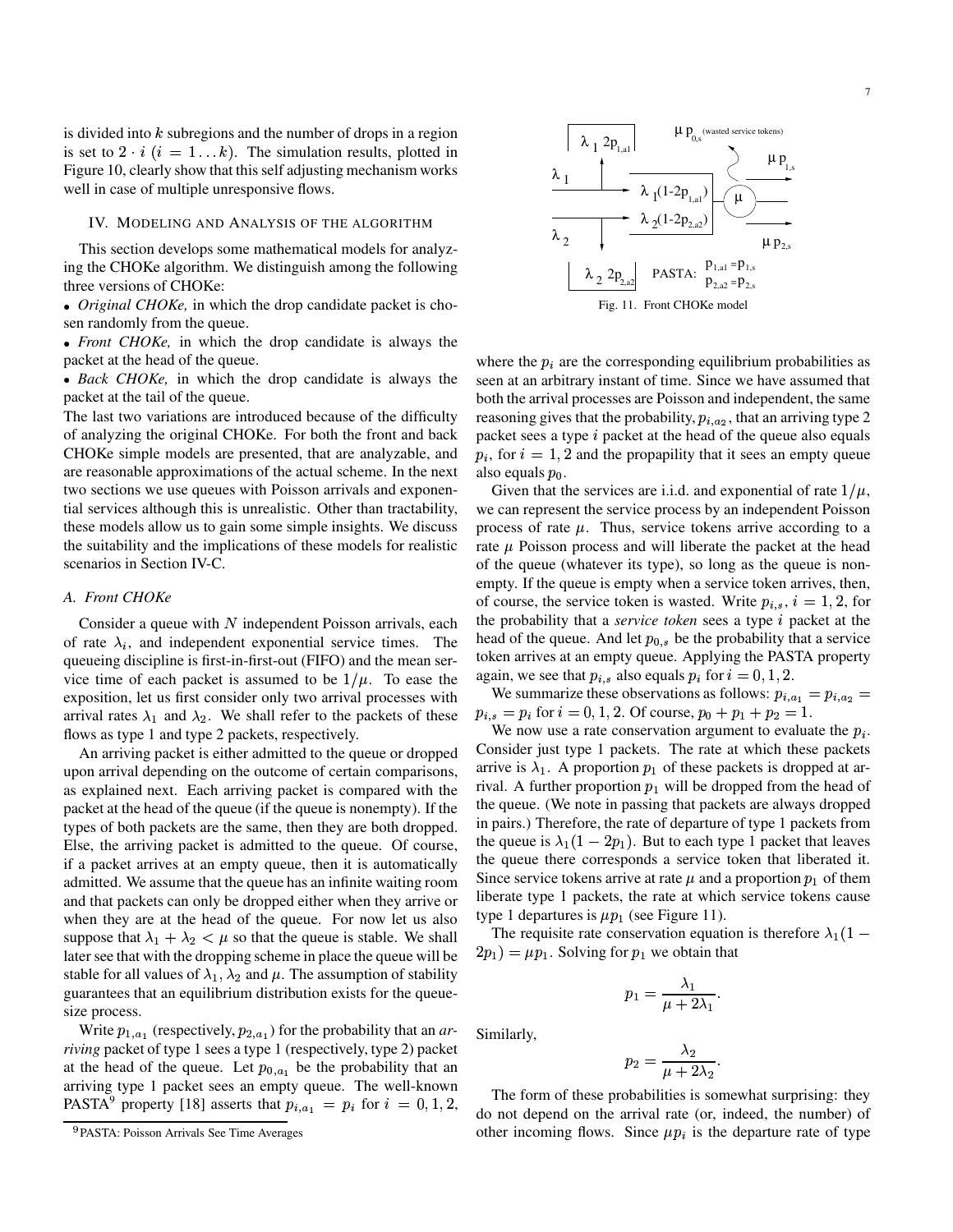is divided into $k$ subregions and the number of drops in a region is set to $2 \cdot i$ ($i = 1 \ldots k$). The simulation results, plotted in Figure 10, clearly show that this self adjusting mechanism works well in case of multiple unresponsive flows.

## IV. Modeling and Analysis of the Algorithm

This section develops some mathematical models for analyzing the CHOKe algorithm. We distinguish among the following three versions of CHOKe:

- *Original CHOKe,* in which the drop candidate packet is chosen randomly from the queue.
- *Front CHOKe,* in which the drop candidate is always the packet at the head of the queue.
- *Back CHOKe,* in which the drop candidate is always the packet at the tail of the queue.

The last two variations are introduced because of the difficulty of analyzing the original CHOKe. For both the front and back CHOKe simple models are presented, that are analyzable, and are reasonable approximations of the actual scheme. In the next two sections we use queues with Poisson arrivals and exponential services although this is unrealistic. Other than tractability, these models allow us to gain some simple insights. We discuss the suitability and the implications of these models for realistic scenarios in Section IV-C.

### A. Front CHOKe

Consider a queue with $N$ independent Poisson arrivals, each of rate $\lambda_i$, and independent exponential service times. The queueing discipline is first-in-first-out (FIFO) and the mean service time of each packet is assumed to be $1/\mu$. To ease the exposition, let us first consider only two arrival processes with arrival rates $\lambda_1$ and $\lambda_2$. We shall refer to the packets of these flows as type 1 and type 2 packets, respectively.

An arriving packet is either admitted to the queue or dropped upon arrival depending on the outcome of certain comparisons, as explained next. Each arriving packet is compared with the packet at the head of the queue (if the queue is nonempty). If the types of both packets are the same, then they are both dropped. Else, the arriving packet is admitted to the queue. Of course, if a packet arrives at an empty queue, then it is automatically admitted. We assume that the queue has an infinite waiting room and that packets can only be dropped either when they arrive or when they are at the head of the queue. For now let us also suppose that $\lambda_1 + \lambda_2 < \mu$ so that the queue is stable. We shall later see that with the dropping scheme in place the queue will be stable for all values of $\lambda_1$, $\lambda_2$ and $\mu$. The assumption of stability guarantees that an equilibrium distribution exists for the queue-size process.

Write $p_{1,a_1}$ (respectively, $p_{2,a_1}$) for the probability that an *arriving* packet of type 1 sees a type 1 (respectively, type 2) packet at the head of the queue. Let $p_{0,a_1}$ be the probability that an arriving type 1 packet sees an empty queue. The well-known PASTA[9] property [18] asserts that $p_{i,a_1} = p_i$ for $i = 0, 1, 2$, where the $p_i$ are the corresponding equilibrium probabilities as seen at an arbitrary instant of time. Since we have assumed that both the arrival processes are Poisson and independent, the same reasoning gives that the probability, $p_{i,a_2}$, that an arriving type 2 packet sees a type $i$ packet at the head of the queue also equals $p_i$, for $i = 1, 2$ and the propapility that it sees an empty queue also equals $p_0$.

[9] PASTA: Poisson Arrivals See Time Averages

Fig. 11. Front CHOKe model

Given that the services are i.i.d. and exponential of rate $1/\mu$, we can represent the service process by an independent Poisson process of rate $\mu$. Thus, service tokens arrive according to a rate $\mu$ Poisson process and will liberate the packet at the head of the queue (whatever its type), so long as the queue is non-empty. If the queue is empty when a service token arrives, then, of course, the service token is wasted. Write $p_{i,s}$, $i = 1, 2$, for the probability that a *service token* sees a type $i$ packet at the head of the queue. And let $p_{0,s}$ be the probability that a service token arrives at an empty queue. Applying the PASTA property again, we see that $p_{i,s}$ also equals $p_i$ for $i = 0, 1, 2$.

We summarize these observations as follows: $p_{i,a_1} = p_{i,a_2} = p_{i,s} = p_i$ for $i = 0, 1, 2$. Of course, $p_0 + p_1 + p_2 = 1$.

We now use a rate conservation argument to evaluate the $p_i$. Consider just type 1 packets. The rate at which these packets arrive is $\lambda_1$. A proportion $p_1$ of these packets is dropped at arrival. A further proportion $p_1$ will be dropped from the head of the queue. (We note in passing that packets are always dropped in pairs.) Therefore, the rate of departure of type 1 packets from the queue is $\lambda_1(1 - 2p_1)$. But to each type 1 packet that leaves the queue there corresponds a service token that liberated it. Since service tokens arrive at rate $\mu$ and a proportion $p_1$ of them liberate type 1 packets, the rate at which service tokens cause type 1 departures is $\mu p_1$ (see Figure 11).

The requisite rate conservation equation is therefore $\lambda_1(1 - 2p_1) = \mu p_1$. Solving for $p_1$ we obtain that

$$p_1 = \frac{\lambda_1}{\mu + 2\lambda_1}.$$

Similarly,

$$p_2 = \frac{\lambda_2}{\mu + 2\lambda_2}.$$

The form of these probabilities is somewhat surprising: they do not depend on the arrival rate (or, indeed, the number) of other incoming flows. Since $\mu p_i$ is the departure rate of type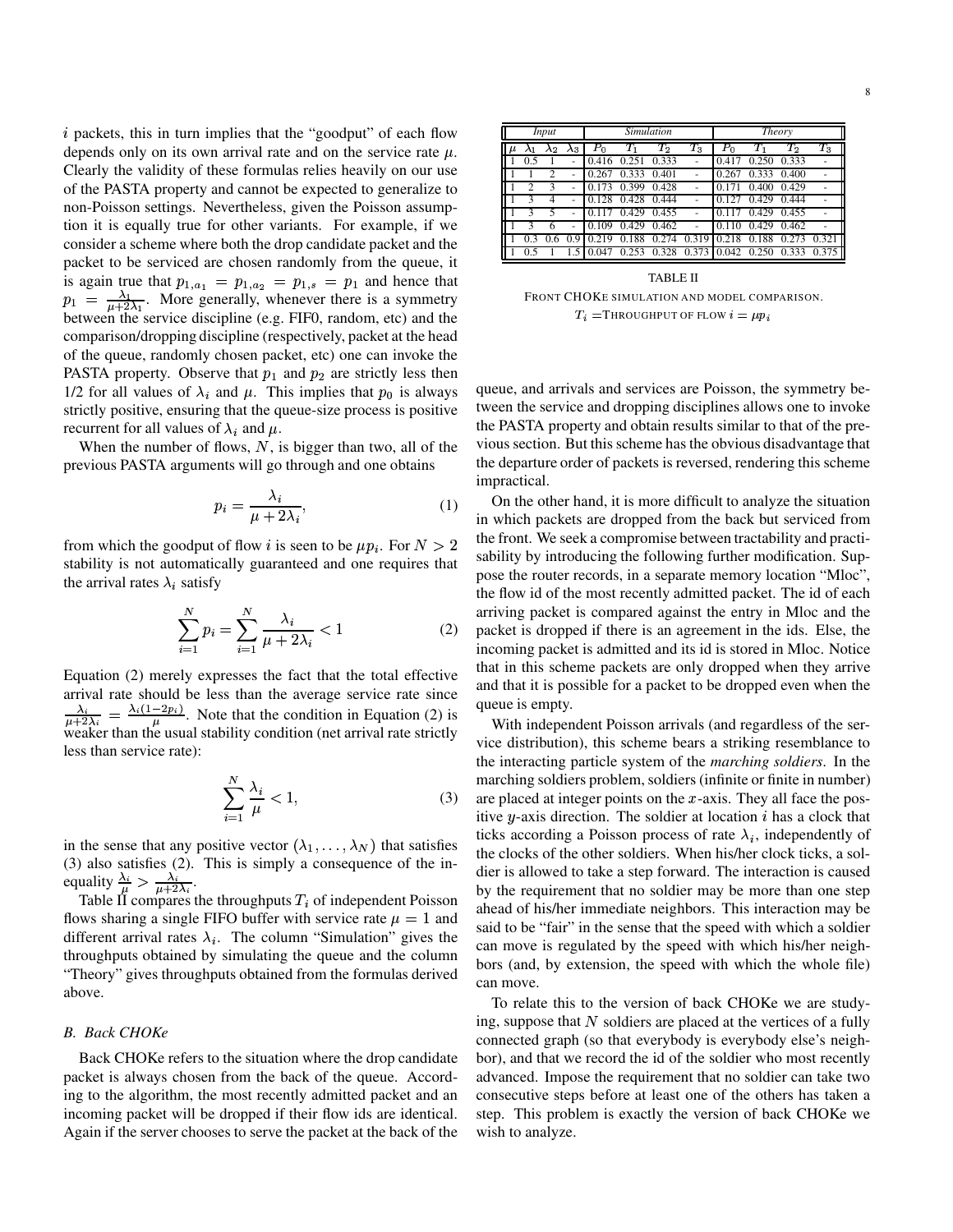$i$ packets, this in turn implies that the "goodput" of each flow depends only on its own arrival rate and on the service rate $\mu$. Clearly the validity of these formulas relies heavily on our use of the PASTA property and cannot be expected to generalize to non-Poisson settings. Nevertheless, given the Poisson assumption it is equally true for other variants. For example, if we consider a scheme where both the drop candidate packet and the packet to be serviced are chosen randomly from the queue, it is again true that $p_{1,a_1} = p_{1,a_2} = p_{1,s} = p_1$ and hence that $p_1 = \frac{\lambda_1}{\mu+2\lambda_1}$. More generally, whenever there is a symmetry between the service discipline (e.g. FIF0, random, etc) and the comparison/dropping discipline (respectively, packet at the head of the queue, randomly chosen packet, etc) one can invoke the PASTA property. Observe that $p_1$ and $p_2$ are strictly less then 1/2 for all values of $\lambda_i$ and $\mu$. This implies that $p_0$ is always strictly positive, ensuring that the queue-size process is positive recurrent for all values of $\lambda_i$ and $\mu$.

When the number of flows, $N$, is bigger than two, all of the previous PASTA arguments will go through and one obtains

$$p_i = \frac{\lambda_i}{\mu + 2\lambda_i}, \tag{1}$$

from which the goodput of flow $i$ is seen to be $\mu p_i$. For $N > 2$ stability is not automatically guaranteed and one requires that the arrival rates $\lambda_i$ satisfy

$$\sum_{i=1}^{N} p_i = \sum_{i=1}^{N} \frac{\lambda_i}{\mu + 2\lambda_i} < 1 \tag{2}$$

Equation (2) merely expresses the fact that the total effective arrival rate should be less than the average service rate since $\frac{\lambda_i}{\mu+2\lambda_i} = \frac{\lambda_i(1-2p_i)}{\mu}$. Note that the condition in Equation (2) is weaker than the usual stability condition (net arrival rate strictly less than service rate):

$$\sum_{i=1}^{N} \frac{\lambda_i}{\mu} < 1, \tag{3}$$

in the sense that any positive vector $(\lambda_1, \ldots, \lambda_N)$ that satisfies (3) also satisfies (2). This is simply a consequence of the inequality $\frac{\lambda_i}{\mu} > \frac{\lambda_i}{\mu+2\lambda_i}$.

Table II compares the throughputs $T_i$ of independent Poisson flows sharing a single FIFO buffer with service rate $\mu = 1$ and different arrival rates $\lambda_i$. The column "Simulation" gives the throughputs obtained by simulating the queue and the column "Theory" gives throughputs obtained from the formulas derived above.

| *Input* | | | | *Simulation* | | | | *Theory* | | | |
|---|---|---|---|---|---|---|---|---|---|---|---|
| $\mu$ | $\lambda_1$ | $\lambda_2$ | $\lambda_3$ | $P_0$ | $T_1$ | $T_2$ | $T_3$ | $P_0$ | $T_1$ | $T_2$ | $T_3$ |
| 1 | 0.5 | 1 | - | 0.416 | 0.251 | 0.333 | - | 0.417 | 0.250 | 0.333 | - |
| 1 | 1 | 2 | - | 0.267 | 0.333 | 0.401 | - | 0.267 | 0.333 | 0.400 | - |
| 1 | 2 | 3 | - | 0.173 | 0.399 | 0.428 | - | 0.171 | 0.400 | 0.429 | - |
| 1 | 3 | 4 | - | 0.128 | 0.428 | 0.444 | - | 0.127 | 0.429 | 0.444 | - |
| 1 | 3 | 5 | - | 0.117 | 0.429 | 0.455 | - | 0.117 | 0.429 | 0.455 | - |
| 1 | 3 | 6 | - | 0.109 | 0.429 | 0.462 | - | 0.110 | 0.429 | 0.462 | - |
| 1 | 0.3 | 0.6 | 0.9 | 0.219 | 0.188 | 0.274 | 0.319 | 0.218 | 0.188 | 0.273 | 0.321 |
| 1 | 0.5 | 1 | 1.5 | 0.047 | 0.253 | 0.328 | 0.373 | 0.042 | 0.250 | 0.333 | 0.375 |

TABLE II

FRONT CHOKE SIMULATION AND MODEL COMPARISON. $T_i$ =THROUGHPUT OF FLOW $i = \mu p_i$

### *B. Back CHOKe*

Back CHOKe refers to the situation where the drop candidate packet is always chosen from the back of the queue. According to the algorithm, the most recently admitted packet and an incoming packet will be dropped if their flow ids are identical. Again if the server chooses to serve the packet at the back of the queue, and arrivals and services are Poisson, the symmetry between the service and dropping disciplines allows one to invoke the PASTA property and obtain results similar to that of the previous section. But this scheme has the obvious disadvantage that the departure order of packets is reversed, rendering this scheme impractical.

On the other hand, it is more difficult to analyze the situation in which packets are dropped from the back but serviced from the front. We seek a compromise between tractability and practisability by introducing the following further modification. Suppose the router records, in a separate memory location "Mloc", the flow id of the most recently admitted packet. The id of each arriving packet is compared against the entry in Mloc and the packet is dropped if there is an agreement in the ids. Else, the incoming packet is admitted and its id is stored in Mloc. Notice that in this scheme packets are only dropped when they arrive and that it is possible for a packet to be dropped even when the queue is empty.

With independent Poisson arrivals (and regardless of the service distribution), this scheme bears a striking resemblance to the interacting particle system of the *marching soldiers*. In the marching soldiers problem, soldiers (infinite or finite in number) are placed at integer points on the $x$-axis. They all face the positive $y$-axis direction. The soldier at location $i$ has a clock that ticks according a Poisson process of rate $\lambda_i$, independently of the clocks of the other soldiers. When his/her clock ticks, a soldier is allowed to take a step forward. The interaction is caused by the requirement that no soldier may be more than one step ahead of his/her immediate neighbors. This interaction may be said to be "fair" in the sense that the speed with which a soldier can move is regulated by the speed with which his/her neighbors (and, by extension, the speed with which the whole file) can move.

To relate this to the version of back CHOKe we are studying, suppose that $N$ soldiers are placed at the vertices of a fully connected graph (so that everybody is everybody else's neighbor), and that we record the id of the soldier who most recently advanced. Impose the requirement that no soldier can take two consecutive steps before at least one of the others has taken a step. This problem is exactly the version of back CHOKe we wish to analyze.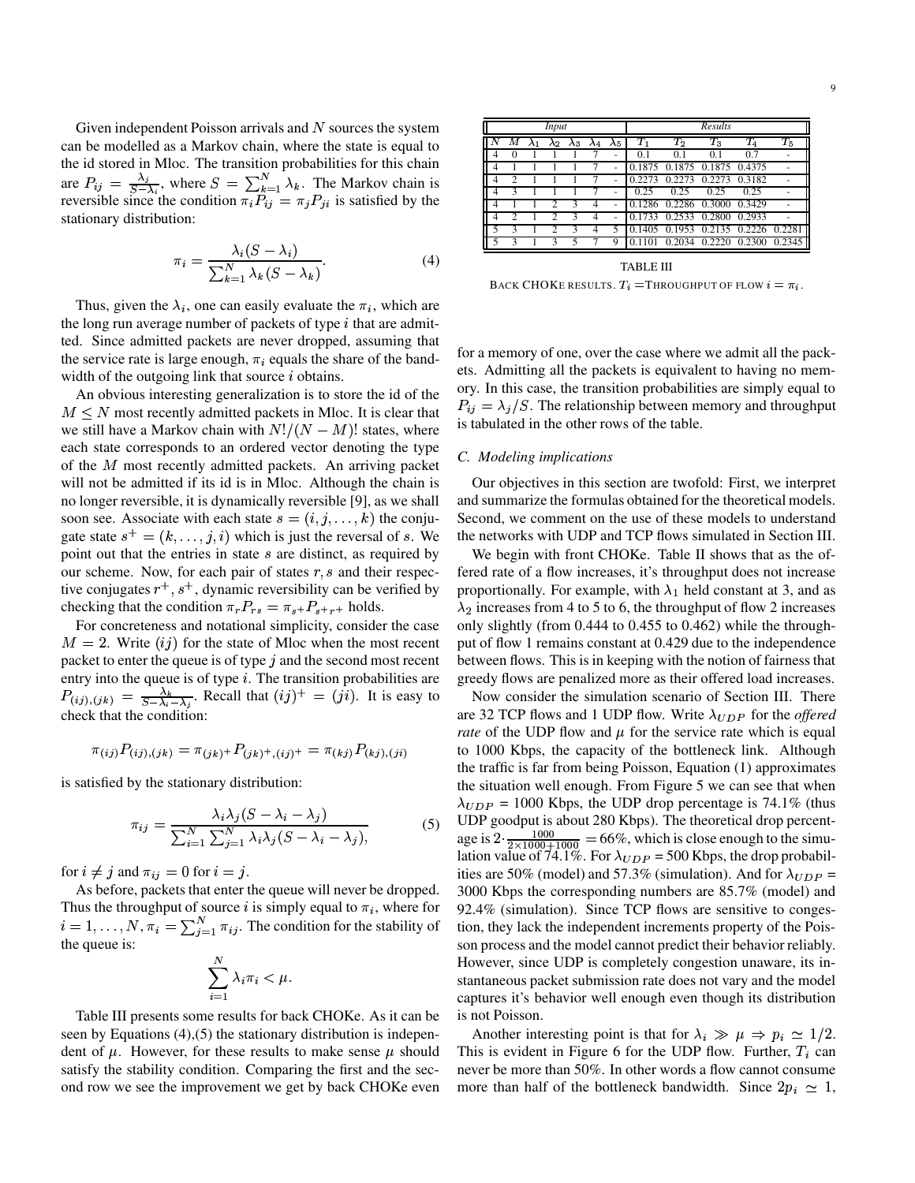Given independent Poisson arrivals and $N$ sources the system can be modelled as a Markov chain, where the state is equal to the id stored in Mloc. The transition probabilities for this chain are $P_{ij} = \frac{\lambda_j}{S-\lambda_i}$, where $S = \sum_{k=1}^{N} \lambda_k$. The Markov chain is reversible since the condition $\pi_i P_{ij} = \pi_j P_{ji}$ is satisfied by the stationary distribution:

$$\pi_i = \frac{\lambda_i (S - \lambda_i)}{\sum_{k=1}^{N} \lambda_k (S - \lambda_k)}. \quad (4)$$

Thus, given the $\lambda_i$, one can easily evaluate the $\pi_i$, which are the long run average number of packets of type $i$ that are admitted. Since admitted packets are never dropped, assuming that the service rate is large enough, $\pi_i$ equals the share of the bandwidth of the outgoing link that source $i$ obtains.

An obvious interesting generalization is to store the id of the $M \le N$ most recently admitted packets in Mloc. It is clear that we still have a Markov chain with $N!/(N-M)!$ states, where each state corresponds to an ordered vector denoting the type of the $M$ most recently admitted packets. An arriving packet will not be admitted if its id is in Mloc. Although the chain is no longer reversible, it is dynamically reversible [9], as we shall soon see. Associate with each state $s = (i, j, \ldots, k)$ the conjugate state $s^+ = (k, \ldots, j, i)$ which is just the reversal of $s$. We point out that the entries in state $s$ are distinct, as required by our scheme. Now, for each pair of states $r, s$ and their respective conjugates $r^+, s^+$, dynamic reversibility can be verified by checking that the condition $\pi_r P_{rs} = \pi_{s^+} P_{s^+ r^+}$ holds.

For concreteness and notational simplicity, consider the case $M = 2$. Write $(ij)$ for the state of Mloc when the most recent packet to enter the queue is of type $j$ and the second most recent entry into the queue is of type $i$. The transition probabilities are $P_{(ij),(jk)} = \frac{\lambda_k}{S-\lambda_i-\lambda_j}$. Recall that $(ij)^+ = (ji)$. It is easy to check that the condition:

$$\pi_{(ij)} P_{(ij),(jk)} = \pi_{(jk)^+} P_{(jk)^+,(ij)^+} = \pi_{(kj)} P_{(kj),(ji)}$$

is satisfied by the stationary distribution:

$$\pi_{ij} = \frac{\lambda_i \lambda_j (S - \lambda_i - \lambda_j)}{\sum_{i=1}^{N} \sum_{j=1}^{N} \lambda_i \lambda_j (S - \lambda_i - \lambda_j)}, \quad (5)$$

for $i \neq j$ and $\pi_{ij} = 0$ for $i = j$.

As before, packets that enter the queue will never be dropped. Thus the throughput of source $i$ is simply equal to $\pi_i$, where for $i = 1, \ldots, N, \pi_i = \sum_{j=1}^{N} \pi_{ij}$. The condition for the stability of the queue is:

$$\sum_{i=1}^{N} \lambda_i \pi_i < \mu.$$

Table III presents some results for back CHOKe. As it can be seen by Equations (4),(5) the stationary distribution is independent of $\mu$. However, for these results to make sense $\mu$ should satisfy the stability condition. Comparing the first and the second row we see the improvement we get by back CHOKe even for a memory of one, over the case where we admit all the packets. Admitting all the packets is equivalent to having no memory. In this case, the transition probabilities are simply equal to $P_{ij} = \lambda_j / S$. The relationship between memory and throughput is tabulated in the other rows of the table.

| *Input* | | | | | | | *Results* | | | | |
|---|---|---|---|---|---|---|---|---|---|---|---|
| $N$ | $M$ | $\lambda_1$ | $\lambda_2$ | $\lambda_3$ | $\lambda_4$ | $\lambda_5$ | $T_1$ | $T_2$ | $T_3$ | $T_4$ | $T_5$ |
| 4 | 0 | 1 | 1 | 1 | 7 | - | 0.1 | 0.1 | 0.1 | 0.7 | - |
| 4 | 1 | 1 | 1 | 1 | 7 | - | 0.1875 | 0.1875 | 0.1875 | 0.4375 | - |
| 4 | 2 | 1 | 1 | 1 | 7 | - | 0.2273 | 0.2273 | 0.2273 | 0.3182 | - |
| 4 | 3 | 1 | 1 | 1 | 7 | - | 0.25 | 0.25 | 0.25 | 0.25 | - |
| 4 | 1 | 1 | 2 | 3 | 4 | - | 0.1286 | 0.2286 | 0.3000 | 0.3429 | - |
| 4 | 2 | 1 | 2 | 3 | 4 | - | 0.1733 | 0.2533 | 0.2800 | 0.2933 | - |
| 5 | 3 | 1 | 2 | 3 | 4 | 5 | 0.1405 | 0.1953 | 0.2135 | 0.2226 | 0.2281 |
| 5 | 3 | 1 | 3 | 5 | 7 | 9 | 0.1101 | 0.2034 | 0.2220 | 0.2300 | 0.2345 |

TABLE III

BACK CHOKE RESULTS. $T_i$ =THROUGHPUT OF FLOW $i = \pi_i$.

### C. Modeling implications

Our objectives in this section are twofold: First, we interpret and summarize the formulas obtained for the theoretical models. Second, we comment on the use of these models to understand the networks with UDP and TCP flows simulated in Section III.

We begin with front CHOKe. Table II shows that as the offered rate of a flow increases, it's throughput does not increase proportionally. For example, with $\lambda_1$ held constant at 3, and as $\lambda_2$ increases from 4 to 5 to 6, the throughput of flow 2 increases only slightly (from 0.444 to 0.455 to 0.462) while the throughput of flow 1 remains constant at 0.429 due to the independence between flows. This is in keeping with the notion of fairness that greedy flows are penalized more as their offered load increases.

Now consider the simulation scenario of Section III. There are 32 TCP flows and 1 UDP flow. Write $\lambda_{UDP}$ for the *offered rate* of the UDP flow and $\mu$ for the service rate which is equal to 1000 Kbps, the capacity of the bottleneck link. Although the traffic is far from being Poisson, Equation (1) approximates the situation well enough. From Figure 5 we can see that when $\lambda_{UDP}$ = 1000 Kbps, the UDP drop percentage is 74.1% (thus UDP goodput is about 280 Kbps). The theoretical drop percentage is $2 \cdot \frac{1000}{2 \times 1000 + 1000} = 66\%$, which is close enough to the simulation value of 74.1%. For $\lambda_{UDP}$ = 500 Kbps, the drop probabilities are 50% (model) and 57.3% (simulation). And for $\lambda_{UDP}$ = 3000 Kbps the corresponding numbers are 85.7% (model) and 92.4% (simulation). Since TCP flows are sensitive to congestion, they lack the independent increments property of the Poisson process and the model cannot predict their behavior reliably. However, since UDP is completely congestion unaware, its instantaneous packet submission rate does not vary and the model captures it's behavior well enough even though its distribution is not Poisson.

Another interesting point is that for $\lambda_i \gg \mu \Rightarrow p_i \simeq 1/2$. This is evident in Figure 6 for the UDP flow. Further, $T_i$ can never be more than 50%. In other words a flow cannot consume more than half of the bottleneck bandwidth. Since $2p_i \simeq 1$,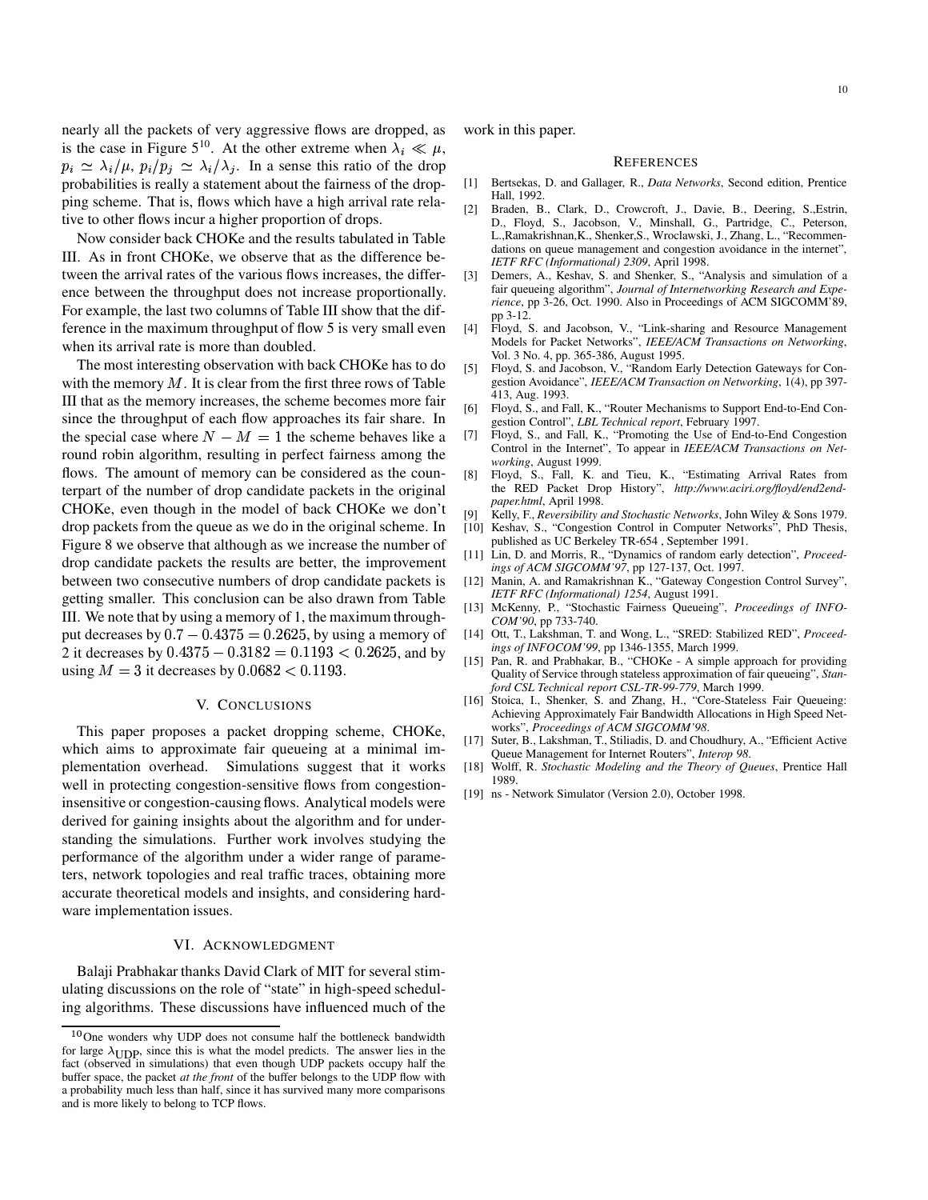nearly all the packets of very aggressive flows are dropped, as is the case in Figure 5[10]. At the other extreme when $\lambda_i \ll \mu$, $p_i \simeq \lambda_i/\mu$, $p_i/p_j \simeq \lambda_i/\lambda_j$. In a sense this ratio of the drop probabilities is really a statement about the fairness of the dropping scheme. That is, flows which have a high arrival rate relative to other flows incur a higher proportion of drops.

Now consider back CHOKe and the results tabulated in Table III. As in front CHOKe, we observe that as the difference between the arrival rates of the various flows increases, the difference between the throughput does not increase proportionally. For example, the last two columns of Table III show that the difference in the maximum throughput of flow 5 is very small even when its arrival rate is more than doubled.

The most interesting observation with back CHOKe has to do with the memory $M$. It is clear from the first three rows of Table III that as the memory increases, the scheme becomes more fair since the throughput of each flow approaches its fair share. In the special case where $N - M = 1$ the scheme behaves like a round robin algorithm, resulting in perfect fairness among the flows. The amount of memory can be considered as the counterpart of the number of drop candidate packets in the original CHOKe, even though in the model of back CHOKe we don't drop packets from the queue as we do in the original scheme. In Figure 8 we observe that although as we increase the number of drop candidate packets the results are better, the improvement between two consecutive numbers of drop candidate packets is getting smaller. This conclusion can be also drawn from Table III. We note that by using a memory of 1, the maximum throughput decreases by $0.7 - 0.4375 = 0.2625$, by using a memory of 2 it decreases by $0.4375 - 0.3182 = 0.1193 < 0.2625$, and by using $M = 3$ it decreases by $0.0682 < 0.1193$.

## V. Conclusions

This paper proposes a packet dropping scheme, CHOKe, which aims to approximate fair queueing at a minimal implementation overhead. Simulations suggest that it works well in protecting congestion-sensitive flows from congestion-insensitive or congestion-causing flows. Analytical models were derived for gaining insights about the algorithm and for understanding the simulations. Further work involves studying the performance of the algorithm under a wider range of parameters, network topologies and real traffic traces, obtaining more accurate theoretical models and insights, and considering hardware implementation issues.

## VI. Acknowledgment

Balaji Prabhakar thanks David Clark of MIT for several stimulating discussions on the role of "state" in high-speed scheduling algorithms. These discussions have influenced much of the work in this paper.

[10] One wonders why UDP does not consume half the bottleneck bandwidth for large $\lambda_{\text{UDP}}$, since this is what the model predicts. The answer lies in the fact (observed in simulations) that even though UDP packets occupy half the buffer space, the packet *at the front* of the buffer belongs to the UDP flow with a probability much less than half, since it has survived many more comparisons and is more likely to belong to TCP flows.

## References

[1] Bertsekas, D. and Gallager, R., *Data Networks*, Second edition, Prentice Hall, 1992.

[2] Braden, B., Clark, D., Crowcroft, J., Davie, B., Deering, S.,Estrin, D., Floyd, S., Jacobson, V., Minshall, G., Partridge, C., Peterson, L.,Ramakrishnan,K., Shenker,S., Wroclawski, J., Zhang, L., "Recommendations on queue management and congestion avoidance in the internet", *IETF RFC (Informational) 2309*, April 1998.

[3] Demers, A., Keshav, S. and Shenker, S., "Analysis and simulation of a fair queueing algorithm", *Journal of Internetworking Research and Experience*, pp 3-26, Oct. 1990. Also in Proceedings of ACM SIGCOMM'89, pp 3-12.

[4] Floyd, S. and Jacobson, V., "Link-sharing and Resource Management Models for Packet Networks", *IEEE/ACM Transactions on Networking*, Vol. 3 No. 4, pp. 365-386, August 1995.

[5] Floyd, S. and Jacobson, V., "Random Early Detection Gateways for Congestion Avoidance", *IEEE/ACM Transaction on Networking*, 1(4), pp 397-413, Aug. 1993.

[6] Floyd, S., and Fall, K., "Router Mechanisms to Support End-to-End Congestion Control", *LBL Technical report*, February 1997.

[7] Floyd, S., and Fall, K., "Promoting the Use of End-to-End Congestion Control in the Internet", To appear in *IEEE/ACM Transactions on Networking*, August 1999.

[8] Floyd, S., Fall, K. and Tieu, K., "Estimating Arrival Rates from the RED Packet Drop History", *http://www.aciri.org/floyd/end2end-paper.html*, April 1998.

[9] Kelly, F., *Reversibility and Stochastic Networks*, John Wiley & Sons 1979.

[10] Keshav, S., "Congestion Control in Computer Networks", PhD Thesis, published as UC Berkeley TR-654 , September 1991.

[11] Lin, D. and Morris, R., "Dynamics of random early detection", *Proceedings of ACM SIGCOMM'97*, pp 127-137, Oct. 1997.

[12] Manin, A. and Ramakrishnan K., "Gateway Congestion Control Survey", *IETF RFC (Informational) 1254*, August 1991.

[13] McKenny, P., "Stochastic Fairness Queueing", *Proceedings of INFOCOM'90*, pp 733-740.

[14] Ott, T., Lakshman, T. and Wong, L., "SRED: Stabilized RED", *Proceedings of INFOCOM'99*, pp 1346-1355, March 1999.

[15] Pan, R. and Prabhakar, B., "CHOKe - A simple approach for providing Quality of Service through stateless approximation of fair queueing", *Stanford CSL Technical report CSL-TR-99-779*, March 1999.

[16] Stoica, I., Shenker, S. and Zhang, H., "Core-Stateless Fair Queueing: Achieving Approximately Fair Bandwidth Allocations in High Speed Networks", *Proceedings of ACM SIGCOMM'98*.

[17] Suter, B., Lakshman, T., Stiliadis, D. and Choudhury, A., "Efficient Active Queue Management for Internet Routers", *Interop 98*.

[18] Wolff, R. *Stochastic Modeling and the Theory of Queues*, Prentice Hall 1989.

[19] ns - Network Simulator (Version 2.0), October 1998.